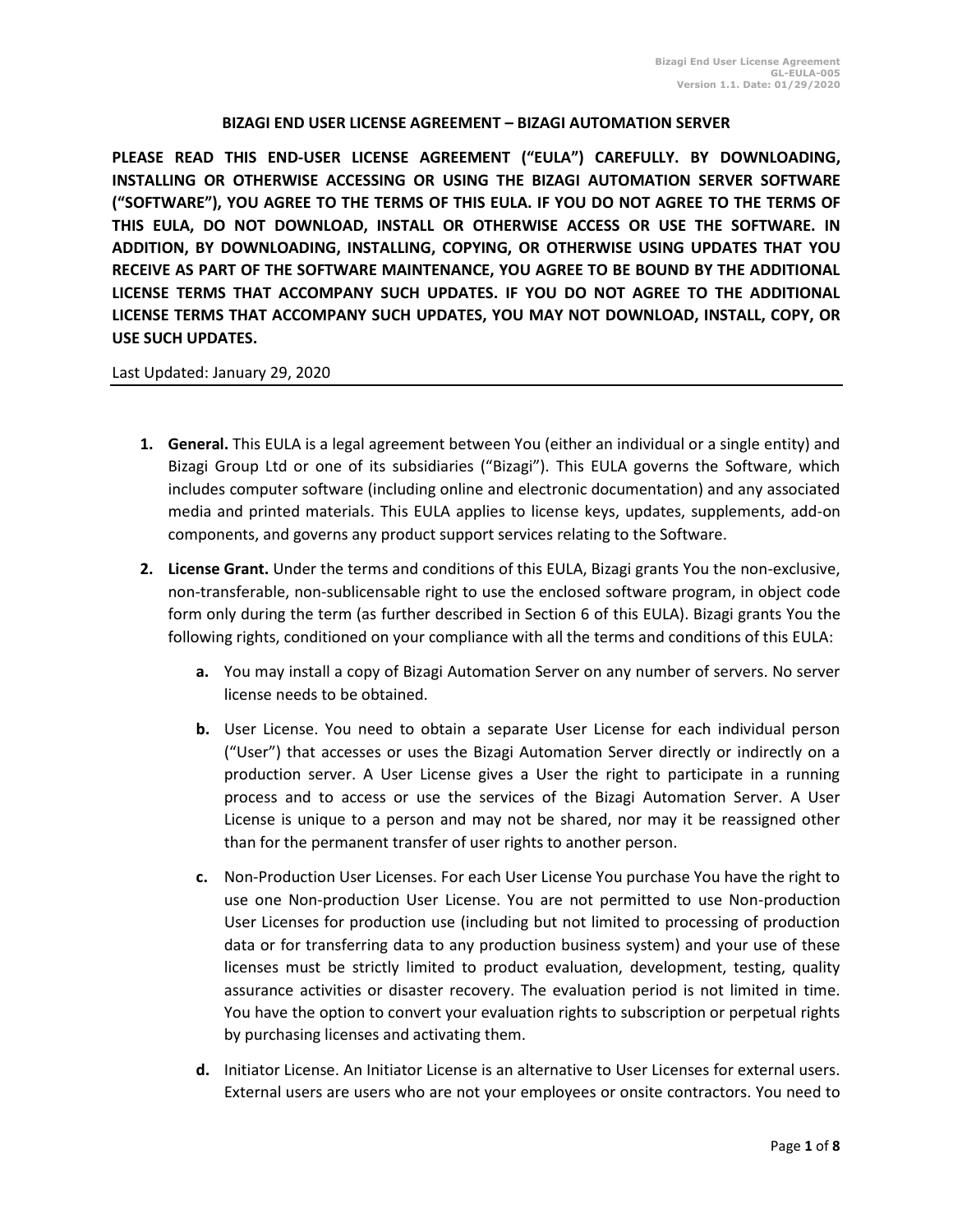# BIZAGI END USER LICENSE AGREEMENT – BIZAGI AUTOMATION SERVER

**PLEASE READ THIS END-USER LICENSE AGREEMENT ("EULA") CAREFULLY. BY DOWNLOADING, INSTALLING OR OTHERWISE ACCESSING OR USING THE BIZAGI AUTOMATION SERVER SOFTWARE ("SOFTWARE"), YOU AGREE TO THE TERMS OF THIS EULA. IF YOU DO NOT AGREE TO THE TERMS OF THIS EULA, DO NOT DOWNLOAD, INSTALL OR OTHERWISE ACCESS OR USE THE SOFTWARE. IN ADDITION, BY DOWNLOADING, INSTALLING, COPYING, OR OTHERWISE USING UPDATES THAT YOU RECEIVE AS PART OF THE SOFTWARE MAINTENANCE, YOU AGREE TO BE BOUND BY THE ADDITIONAL LICENSE TERMS THAT ACCOMPANY SUCH UPDATES. IF YOU DO NOT AGREE TO THE ADDITIONAL LICENSE TERMS THAT ACCOMPANY SUCH UPDATES, YOU MAY NOT DOWNLOAD, INSTALL, COPY, OR USE SUCH UPDATES.**

Last Updated: January 29, 2020

---

1. **General.** This EULA is a legal agreement between You (either an individual or a single entity) and Bizagi Group Ltd or one of its subsidiaries ("Bizagi"). This EULA governs the Software, which includes computer software (including online and electronic documentation) and any associated media and printed materials. This EULA applies to license keys, updates, supplements, add-on components, and governs any product support services relating to the Software.

2. **License Grant.** Under the terms and conditions of this EULA, Bizagi grants You the non-exclusive, non-transferable, non-sublicensable right to use the enclosed software program, in object code form only during the term (as further described in Section 6 of this EULA). Bizagi grants You the following rights, conditioned on your compliance with all the terms and conditions of this EULA:

    **a.** You may install a copy of Bizagi Automation Server on any number of servers. No server license needs to be obtained.

    **b.** User License. You need to obtain a separate User License for each individual person ("User") that accesses or uses the Bizagi Automation Server directly or indirectly on a production server. A User License gives a User the right to participate in a running process and to access or use the services of the Bizagi Automation Server. A User License is unique to a person and may not be shared, nor may it be reassigned other than for the permanent transfer of user rights to another person.

    **c.** Non-Production User Licenses. For each User License You purchase You have the right to use one Non-production User License. You are not permitted to use Non-production User Licenses for production use (including but not limited to processing of production data or for transferring data to any production business system) and your use of these licenses must be strictly limited to product evaluation, development, testing, quality assurance activities or disaster recovery. The evaluation period is not limited in time. You have the option to convert your evaluation rights to subscription or perpetual rights by purchasing licenses and activating them.

    **d.** Initiator License. An Initiator License is an alternative to User Licenses for external users. External users are users who are not your employees or onsite contractors. You need to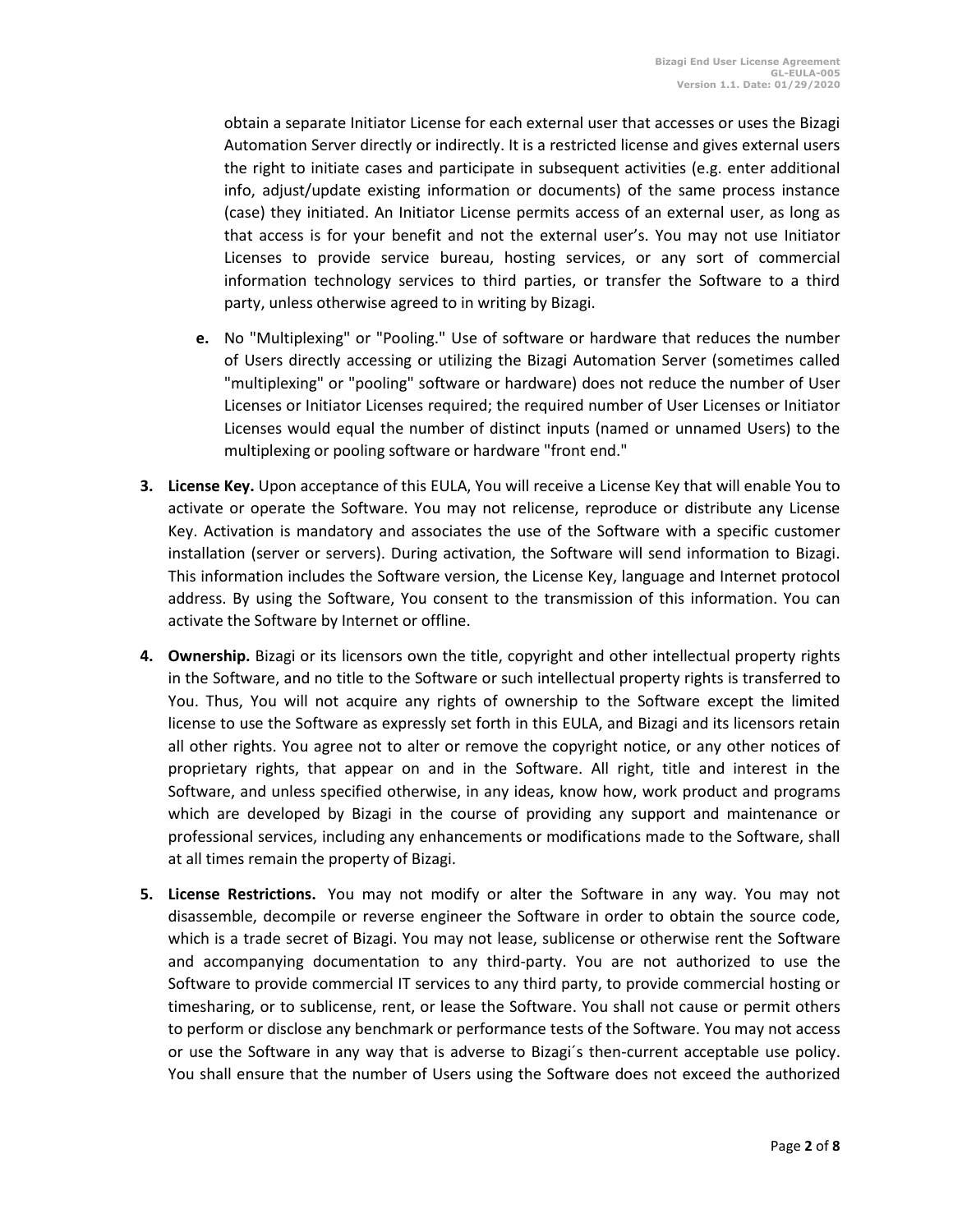obtain a separate Initiator License for each external user that accesses or uses the Bizagi Automation Server directly or indirectly. It is a restricted license and gives external users the right to initiate cases and participate in subsequent activities (e.g. enter additional info, adjust/update existing information or documents) of the same process instance (case) they initiated. An Initiator License permits access of an external user, as long as that access is for your benefit and not the external user's. You may not use Initiator Licenses to provide service bureau, hosting services, or any sort of commercial information technology services to third parties, or transfer the Software to a third party, unless otherwise agreed to in writing by Bizagi.

   **e.** No "Multiplexing" or "Pooling." Use of software or hardware that reduces the number of Users directly accessing or utilizing the Bizagi Automation Server (sometimes called "multiplexing" or "pooling" software or hardware) does not reduce the number of User Licenses or Initiator Licenses required; the required number of User Licenses or Initiator Licenses would equal the number of distinct inputs (named or unnamed Users) to the multiplexing or pooling software or hardware "front end."

3. **License Key.** Upon acceptance of this EULA, You will receive a License Key that will enable You to activate or operate the Software. You may not relicense, reproduce or distribute any License Key. Activation is mandatory and associates the use of the Software with a specific customer installation (server or servers). During activation, the Software will send information to Bizagi. This information includes the Software version, the License Key, language and Internet protocol address. By using the Software, You consent to the transmission of this information. You can activate the Software by Internet or offline.

4. **Ownership.** Bizagi or its licensors own the title, copyright and other intellectual property rights in the Software, and no title to the Software or such intellectual property rights is transferred to You. Thus, You will not acquire any rights of ownership to the Software except the limited license to use the Software as expressly set forth in this EULA, and Bizagi and its licensors retain all other rights. You agree not to alter or remove the copyright notice, or any other notices of proprietary rights, that appear on and in the Software. All right, title and interest in the Software, and unless specified otherwise, in any ideas, know how, work product and programs which are developed by Bizagi in the course of providing any support and maintenance or professional services, including any enhancements or modifications made to the Software, shall at all times remain the property of Bizagi.

5. **License Restrictions.** You may not modify or alter the Software in any way. You may not disassemble, decompile or reverse engineer the Software in order to obtain the source code, which is a trade secret of Bizagi. You may not lease, sublicense or otherwise rent the Software and accompanying documentation to any third-party. You are not authorized to use the Software to provide commercial IT services to any third party, to provide commercial hosting or timesharing, or to sublicense, rent, or lease the Software. You shall not cause or permit others to perform or disclose any benchmark or performance tests of the Software. You may not access or use the Software in any way that is adverse to Bizagi´s then-current acceptable use policy. You shall ensure that the number of Users using the Software does not exceed the authorized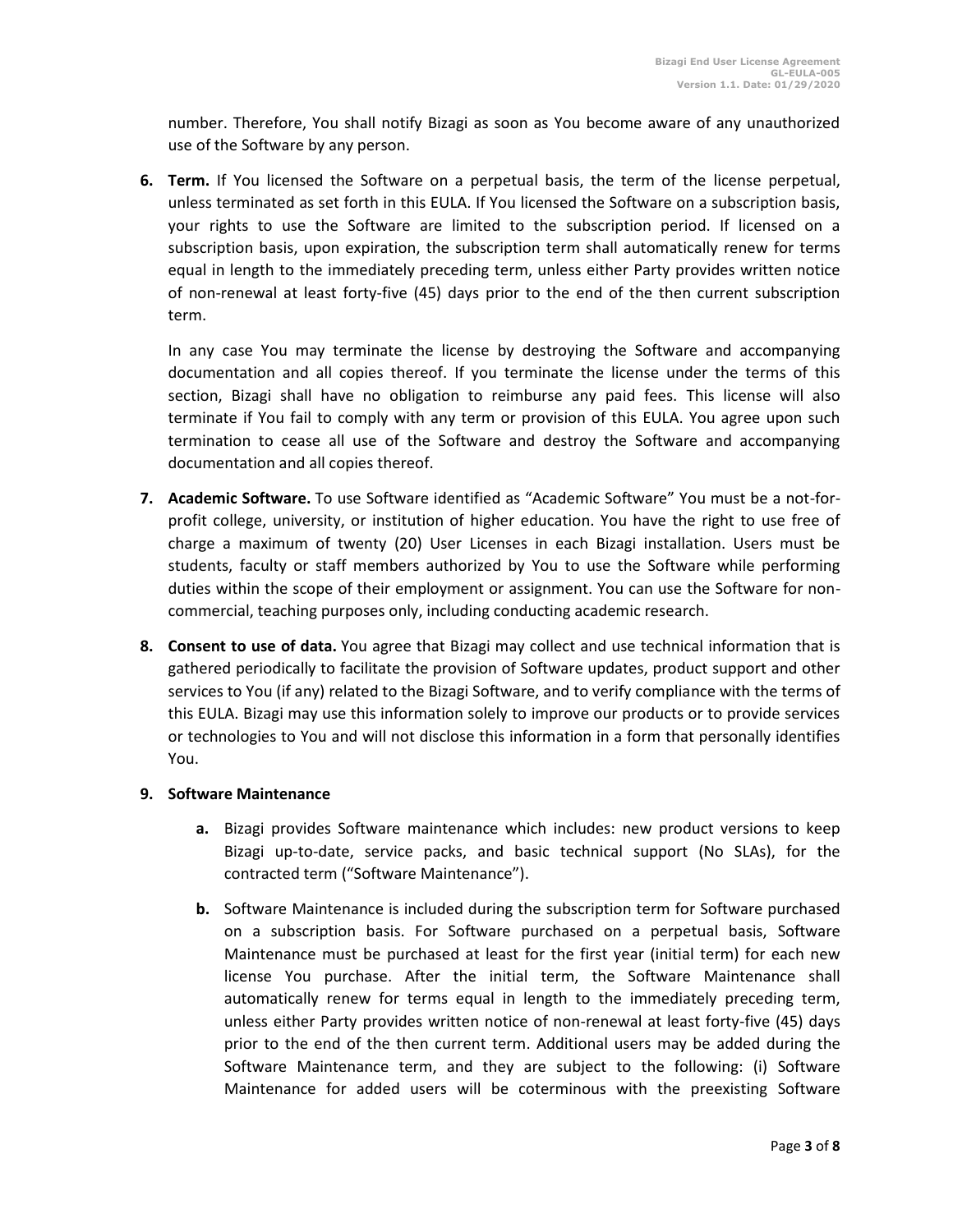number. Therefore, You shall notify Bizagi as soon as You become aware of any unauthorized use of the Software by any person.

6. **Term.** If You licensed the Software on a perpetual basis, the term of the license perpetual, unless terminated as set forth in this EULA. If You licensed the Software on a subscription basis, your rights to use the Software are limited to the subscription period. If licensed on a subscription basis, upon expiration, the subscription term shall automatically renew for terms equal in length to the immediately preceding term, unless either Party provides written notice of non-renewal at least forty-five (45) days prior to the end of the then current subscription term.

   In any case You may terminate the license by destroying the Software and accompanying documentation and all copies thereof. If you terminate the license under the terms of this section, Bizagi shall have no obligation to reimburse any paid fees. This license will also terminate if You fail to comply with any term or provision of this EULA. You agree upon such termination to cease all use of the Software and destroy the Software and accompanying documentation and all copies thereof.

7. **Academic Software.** To use Software identified as "Academic Software" You must be a not-for-profit college, university, or institution of higher education. You have the right to use free of charge a maximum of twenty (20) User Licenses in each Bizagi installation. Users must be students, faculty or staff members authorized by You to use the Software while performing duties within the scope of their employment or assignment. You can use the Software for non-commercial, teaching purposes only, including conducting academic research.

8. **Consent to use of data.** You agree that Bizagi may collect and use technical information that is gathered periodically to facilitate the provision of Software updates, product support and other services to You (if any) related to the Bizagi Software, and to verify compliance with the terms of this EULA. Bizagi may use this information solely to improve our products or to provide services or technologies to You and will not disclose this information in a form that personally identifies You.

9. **Software Maintenance**

   a. Bizagi provides Software maintenance which includes: new product versions to keep Bizagi up-to-date, service packs, and basic technical support (No SLAs), for the contracted term ("Software Maintenance").

   b. Software Maintenance is included during the subscription term for Software purchased on a subscription basis. For Software purchased on a perpetual basis, Software Maintenance must be purchased at least for the first year (initial term) for each new license You purchase. After the initial term, the Software Maintenance shall automatically renew for terms equal in length to the immediately preceding term, unless either Party provides written notice of non-renewal at least forty-five (45) days prior to the end of the then current term. Additional users may be added during the Software Maintenance term, and they are subject to the following: (i) Software Maintenance for added users will be coterminous with the preexisting Software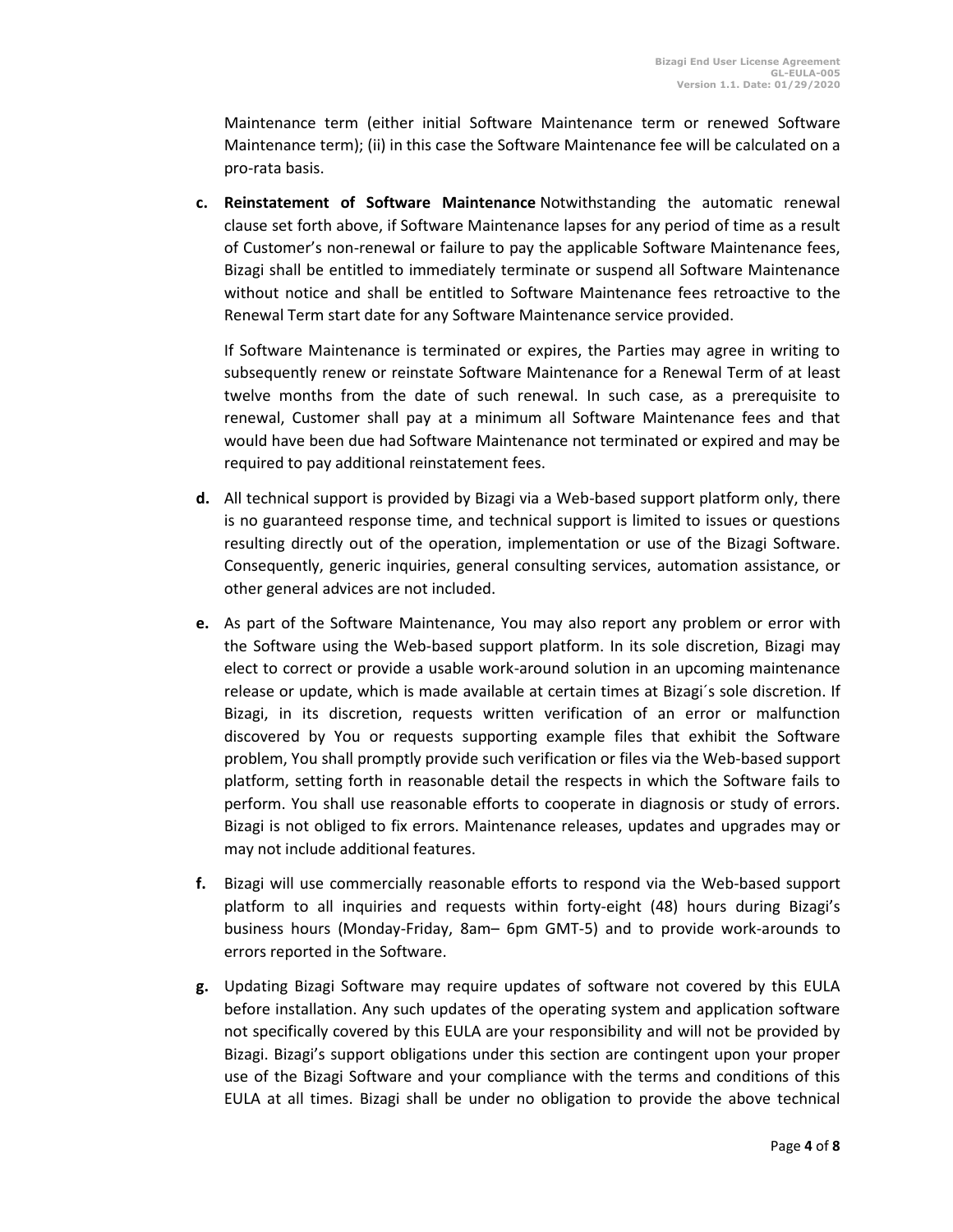Maintenance term (either initial Software Maintenance term or renewed Software Maintenance term); (ii) in this case the Software Maintenance fee will be calculated on a pro-rata basis.

**c.** **Reinstatement of Software Maintenance** Notwithstanding the automatic renewal clause set forth above, if Software Maintenance lapses for any period of time as a result of Customer's non-renewal or failure to pay the applicable Software Maintenance fees, Bizagi shall be entitled to immediately terminate or suspend all Software Maintenance without notice and shall be entitled to Software Maintenance fees retroactive to the Renewal Term start date for any Software Maintenance service provided.

If Software Maintenance is terminated or expires, the Parties may agree in writing to subsequently renew or reinstate Software Maintenance for a Renewal Term of at least twelve months from the date of such renewal. In such case, as a prerequisite to renewal, Customer shall pay at a minimum all Software Maintenance fees and that would have been due had Software Maintenance not terminated or expired and may be required to pay additional reinstatement fees.

**d.** All technical support is provided by Bizagi via a Web-based support platform only, there is no guaranteed response time, and technical support is limited to issues or questions resulting directly out of the operation, implementation or use of the Bizagi Software. Consequently, generic inquiries, general consulting services, automation assistance, or other general advices are not included.

**e.** As part of the Software Maintenance, You may also report any problem or error with the Software using the Web-based support platform. In its sole discretion, Bizagi may elect to correct or provide a usable work-around solution in an upcoming maintenance release or update, which is made available at certain times at Bizagi´s sole discretion. If Bizagi, in its discretion, requests written verification of an error or malfunction discovered by You or requests supporting example files that exhibit the Software problem, You shall promptly provide such verification or files via the Web-based support platform, setting forth in reasonable detail the respects in which the Software fails to perform. You shall use reasonable efforts to cooperate in diagnosis or study of errors. Bizagi is not obliged to fix errors. Maintenance releases, updates and upgrades may or may not include additional features.

**f.** Bizagi will use commercially reasonable efforts to respond via the Web-based support platform to all inquiries and requests within forty-eight (48) hours during Bizagi's business hours (Monday-Friday, 8am– 6pm GMT-5) and to provide work-arounds to errors reported in the Software.

**g.** Updating Bizagi Software may require updates of software not covered by this EULA before installation. Any such updates of the operating system and application software not specifically covered by this EULA are your responsibility and will not be provided by Bizagi. Bizagi's support obligations under this section are contingent upon your proper use of the Bizagi Software and your compliance with the terms and conditions of this EULA at all times. Bizagi shall be under no obligation to provide the above technical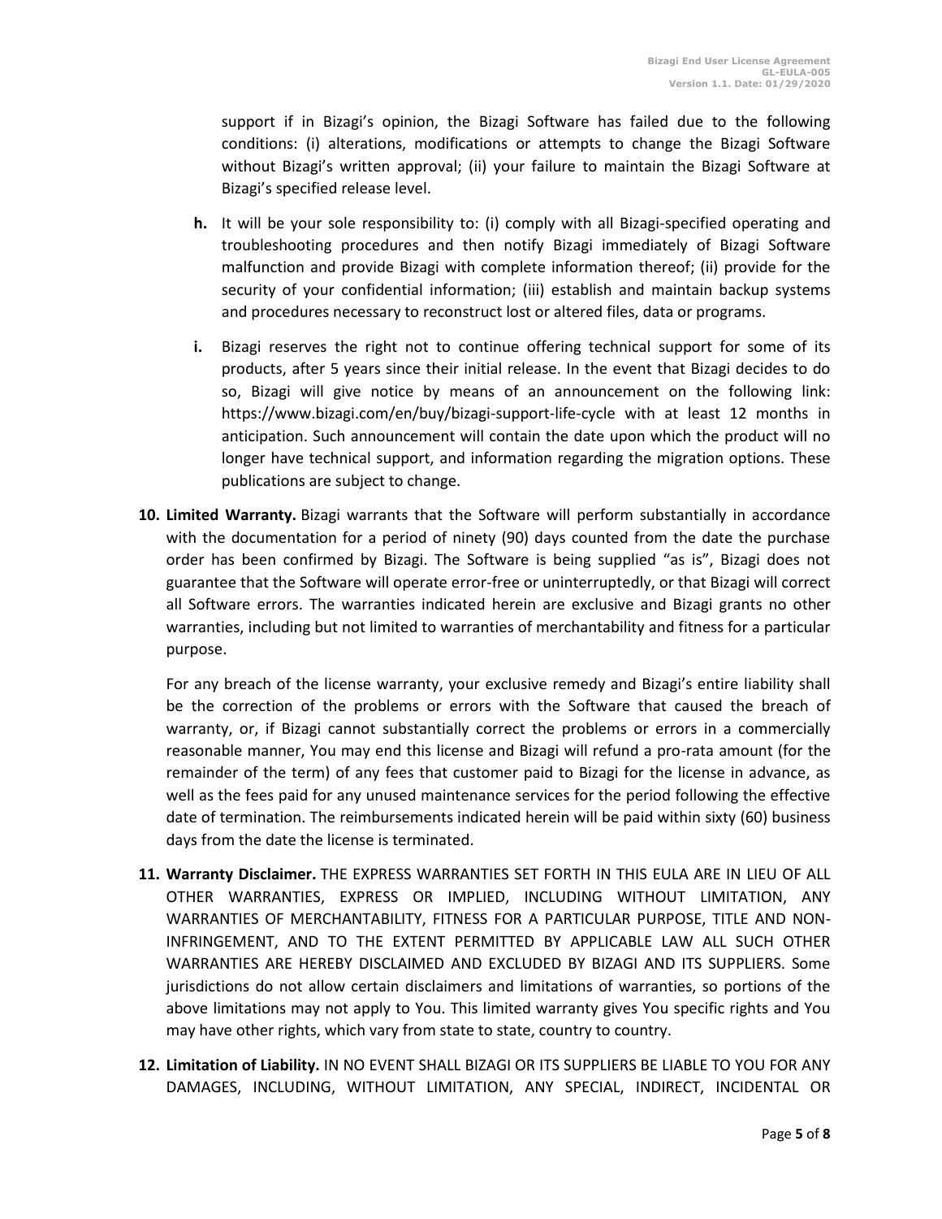support if in Bizagi's opinion, the Bizagi Software has failed due to the following conditions: (i) alterations, modifications or attempts to change the Bizagi Software without Bizagi's written approval; (ii) your failure to maintain the Bizagi Software at Bizagi's specified release level.

**h.** It will be your sole responsibility to: (i) comply with all Bizagi-specified operating and troubleshooting procedures and then notify Bizagi immediately of Bizagi Software malfunction and provide Bizagi with complete information thereof; (ii) provide for the security of your confidential information; (iii) establish and maintain backup systems and procedures necessary to reconstruct lost or altered files, data or programs.

**i.** Bizagi reserves the right not to continue offering technical support for some of its products, after 5 years since their initial release. In the event that Bizagi decides to do so, Bizagi will give notice by means of an announcement on the following link: https://www.bizagi.com/en/buy/bizagi-support-life-cycle with at least 12 months in anticipation. Such announcement will contain the date upon which the product will no longer have technical support, and information regarding the migration options. These publications are subject to change.

**10. Limited Warranty.** Bizagi warrants that the Software will perform substantially in accordance with the documentation for a period of ninety (90) days counted from the date the purchase order has been confirmed by Bizagi. The Software is being supplied "as is", Bizagi does not guarantee that the Software will operate error-free or uninterruptedly, or that Bizagi will correct all Software errors. The warranties indicated herein are exclusive and Bizagi grants no other warranties, including but not limited to warranties of merchantability and fitness for a particular purpose.

For any breach of the license warranty, your exclusive remedy and Bizagi's entire liability shall be the correction of the problems or errors with the Software that caused the breach of warranty, or, if Bizagi cannot substantially correct the problems or errors in a commercially reasonable manner, You may end this license and Bizagi will refund a pro-rata amount (for the remainder of the term) of any fees that customer paid to Bizagi for the license in advance, as well as the fees paid for any unused maintenance services for the period following the effective date of termination. The reimbursements indicated herein will be paid within sixty (60) business days from the date the license is terminated.

**11. Warranty Disclaimer.** THE EXPRESS WARRANTIES SET FORTH IN THIS EULA ARE IN LIEU OF ALL OTHER WARRANTIES, EXPRESS OR IMPLIED, INCLUDING WITHOUT LIMITATION, ANY WARRANTIES OF MERCHANTABILITY, FITNESS FOR A PARTICULAR PURPOSE, TITLE AND NON-INFRINGEMENT, AND TO THE EXTENT PERMITTED BY APPLICABLE LAW ALL SUCH OTHER WARRANTIES ARE HEREBY DISCLAIMED AND EXCLUDED BY BIZAGI AND ITS SUPPLIERS. Some jurisdictions do not allow certain disclaimers and limitations of warranties, so portions of the above limitations may not apply to You. This limited warranty gives You specific rights and You may have other rights, which vary from state to state, country to country.

**12. Limitation of Liability.** IN NO EVENT SHALL BIZAGI OR ITS SUPPLIERS BE LIABLE TO YOU FOR ANY DAMAGES, INCLUDING, WITHOUT LIMITATION, ANY SPECIAL, INDIRECT, INCIDENTAL OR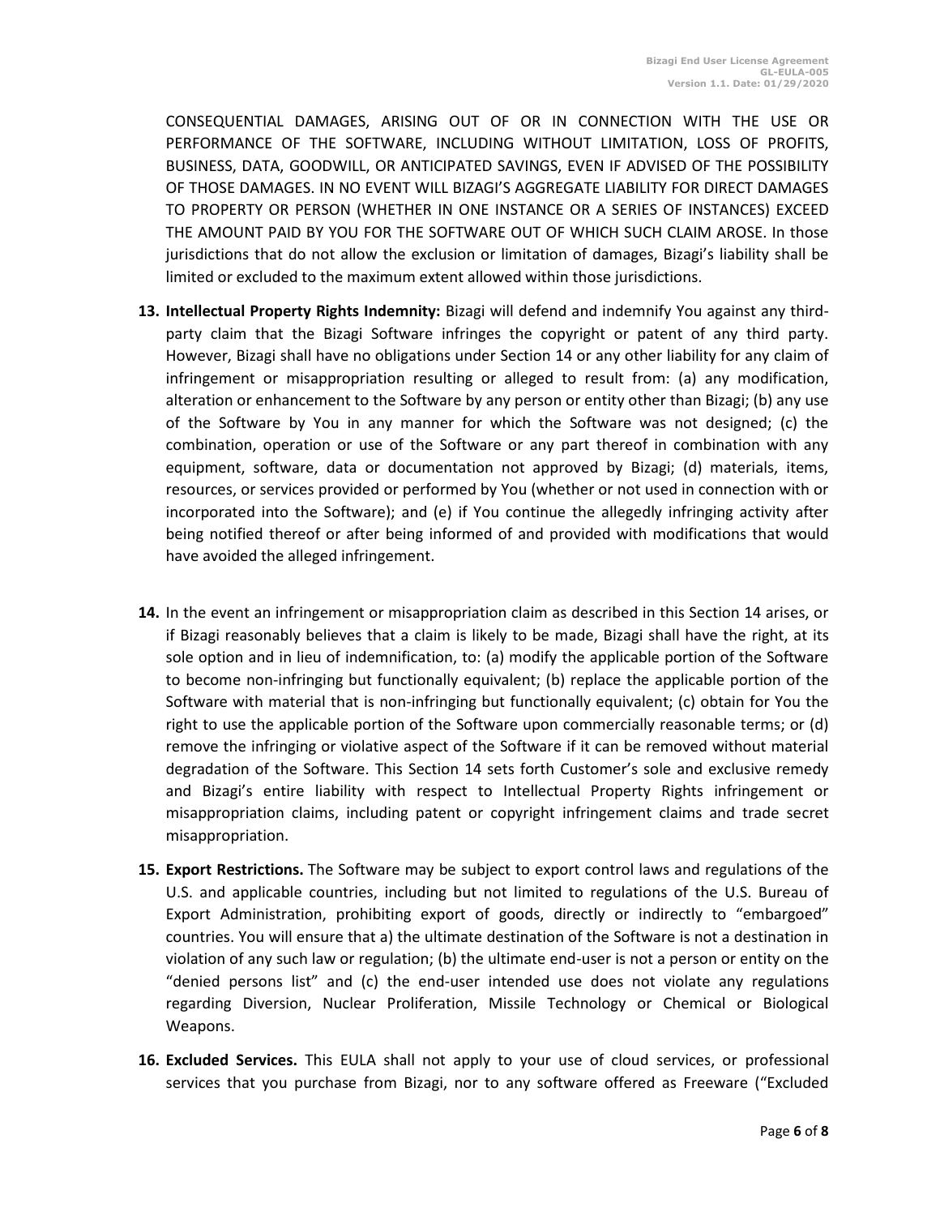CONSEQUENTIAL DAMAGES, ARISING OUT OF OR IN CONNECTION WITH THE USE OR PERFORMANCE OF THE SOFTWARE, INCLUDING WITHOUT LIMITATION, LOSS OF PROFITS, BUSINESS, DATA, GOODWILL, OR ANTICIPATED SAVINGS, EVEN IF ADVISED OF THE POSSIBILITY OF THOSE DAMAGES. IN NO EVENT WILL BIZAGI'S AGGREGATE LIABILITY FOR DIRECT DAMAGES TO PROPERTY OR PERSON (WHETHER IN ONE INSTANCE OR A SERIES OF INSTANCES) EXCEED THE AMOUNT PAID BY YOU FOR THE SOFTWARE OUT OF WHICH SUCH CLAIM AROSE. In those jurisdictions that do not allow the exclusion or limitation of damages, Bizagi's liability shall be limited or excluded to the maximum extent allowed within those jurisdictions.

13. **Intellectual Property Rights Indemnity:** Bizagi will defend and indemnify You against any third-party claim that the Bizagi Software infringes the copyright or patent of any third party. However, Bizagi shall have no obligations under Section 14 or any other liability for any claim of infringement or misappropriation resulting or alleged to result from: (a) any modification, alteration or enhancement to the Software by any person or entity other than Bizagi; (b) any use of the Software by You in any manner for which the Software was not designed; (c) the combination, operation or use of the Software or any part thereof in combination with any equipment, software, data or documentation not approved by Bizagi; (d) materials, items, resources, or services provided or performed by You (whether or not used in connection with or incorporated into the Software); and (e) if You continue the allegedly infringing activity after being notified thereof or after being informed of and provided with modifications that would have avoided the alleged infringement.

14. In the event an infringement or misappropriation claim as described in this Section 14 arises, or if Bizagi reasonably believes that a claim is likely to be made, Bizagi shall have the right, at its sole option and in lieu of indemnification, to: (a) modify the applicable portion of the Software to become non-infringing but functionally equivalent; (b) replace the applicable portion of the Software with material that is non-infringing but functionally equivalent; (c) obtain for You the right to use the applicable portion of the Software upon commercially reasonable terms; or (d) remove the infringing or violative aspect of the Software if it can be removed without material degradation of the Software. This Section 14 sets forth Customer's sole and exclusive remedy and Bizagi's entire liability with respect to Intellectual Property Rights infringement or misappropriation claims, including patent or copyright infringement claims and trade secret misappropriation.

15. **Export Restrictions.** The Software may be subject to export control laws and regulations of the U.S. and applicable countries, including but not limited to regulations of the U.S. Bureau of Export Administration, prohibiting export of goods, directly or indirectly to "embargoed" countries. You will ensure that a) the ultimate destination of the Software is not a destination in violation of any such law or regulation; (b) the ultimate end-user is not a person or entity on the "denied persons list" and (c) the end-user intended use does not violate any regulations regarding Diversion, Nuclear Proliferation, Missile Technology or Chemical or Biological Weapons.

16. **Excluded Services.** This EULA shall not apply to your use of cloud services, or professional services that you purchase from Bizagi, nor to any software offered as Freeware ("Excluded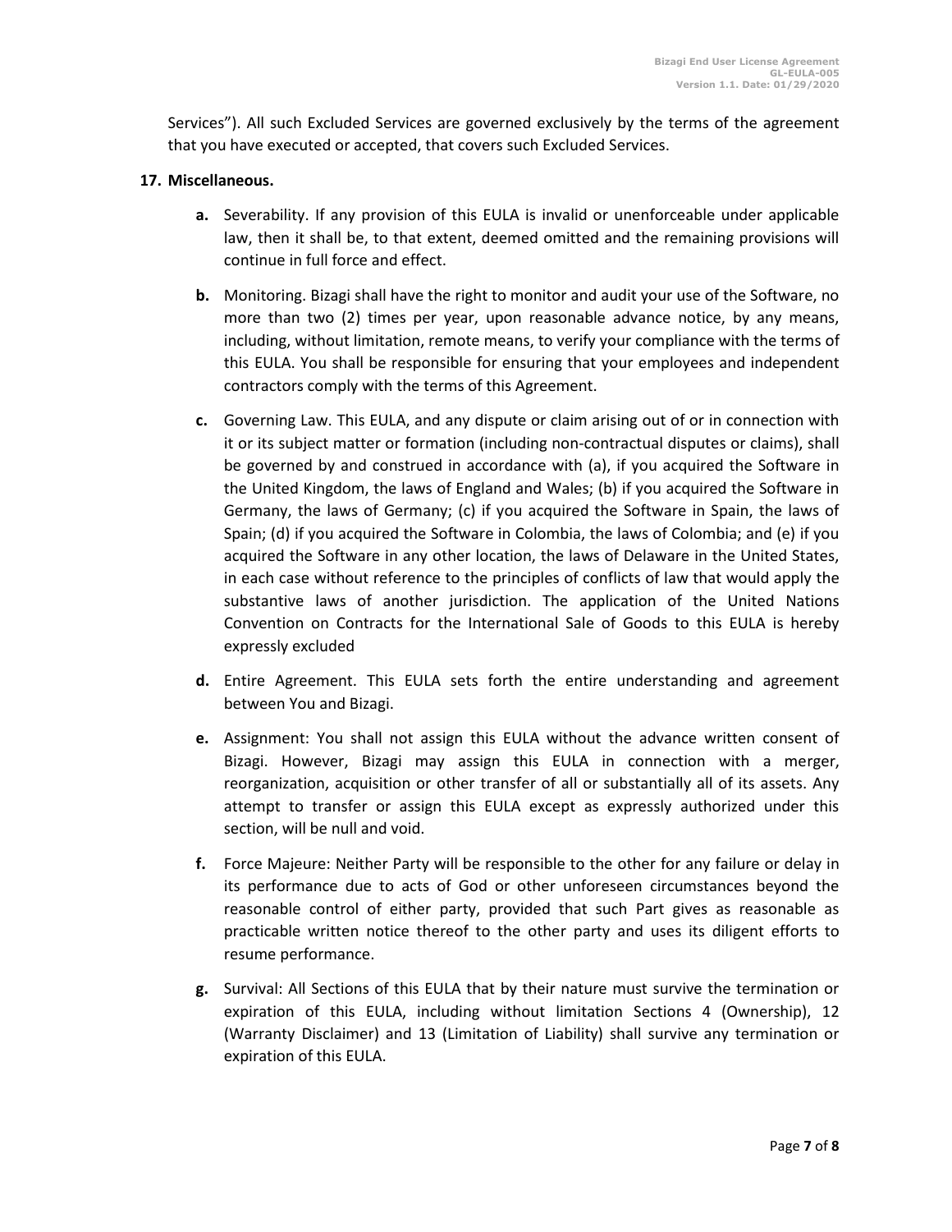Services"). All such Excluded Services are governed exclusively by the terms of the agreement that you have executed or accepted, that covers such Excluded Services.

**17. Miscellaneous.**

- **a.** Severability. If any provision of this EULA is invalid or unenforceable under applicable law, then it shall be, to that extent, deemed omitted and the remaining provisions will continue in full force and effect.
- **b.** Monitoring. Bizagi shall have the right to monitor and audit your use of the Software, no more than two (2) times per year, upon reasonable advance notice, by any means, including, without limitation, remote means, to verify your compliance with the terms of this EULA. You shall be responsible for ensuring that your employees and independent contractors comply with the terms of this Agreement.
- **c.** Governing Law. This EULA, and any dispute or claim arising out of or in connection with it or its subject matter or formation (including non-contractual disputes or claims), shall be governed by and construed in accordance with (a), if you acquired the Software in the United Kingdom, the laws of England and Wales; (b) if you acquired the Software in Germany, the laws of Germany; (c) if you acquired the Software in Spain, the laws of Spain; (d) if you acquired the Software in Colombia, the laws of Colombia; and (e) if you acquired the Software in any other location, the laws of Delaware in the United States, in each case without reference to the principles of conflicts of law that would apply the substantive laws of another jurisdiction. The application of the United Nations Convention on Contracts for the International Sale of Goods to this EULA is hereby expressly excluded
- **d.** Entire Agreement. This EULA sets forth the entire understanding and agreement between You and Bizagi.
- **e.** Assignment: You shall not assign this EULA without the advance written consent of Bizagi. However, Bizagi may assign this EULA in connection with a merger, reorganization, acquisition or other transfer of all or substantially all of its assets. Any attempt to transfer or assign this EULA except as expressly authorized under this section, will be null and void.
- **f.** Force Majeure: Neither Party will be responsible to the other for any failure or delay in its performance due to acts of God or other unforeseen circumstances beyond the reasonable control of either party, provided that such Part gives as reasonable as practicable written notice thereof to the other party and uses its diligent efforts to resume performance.
- **g.** Survival: All Sections of this EULA that by their nature must survive the termination or expiration of this EULA, including without limitation Sections 4 (Ownership), 12 (Warranty Disclaimer) and 13 (Limitation of Liability) shall survive any termination or expiration of this EULA.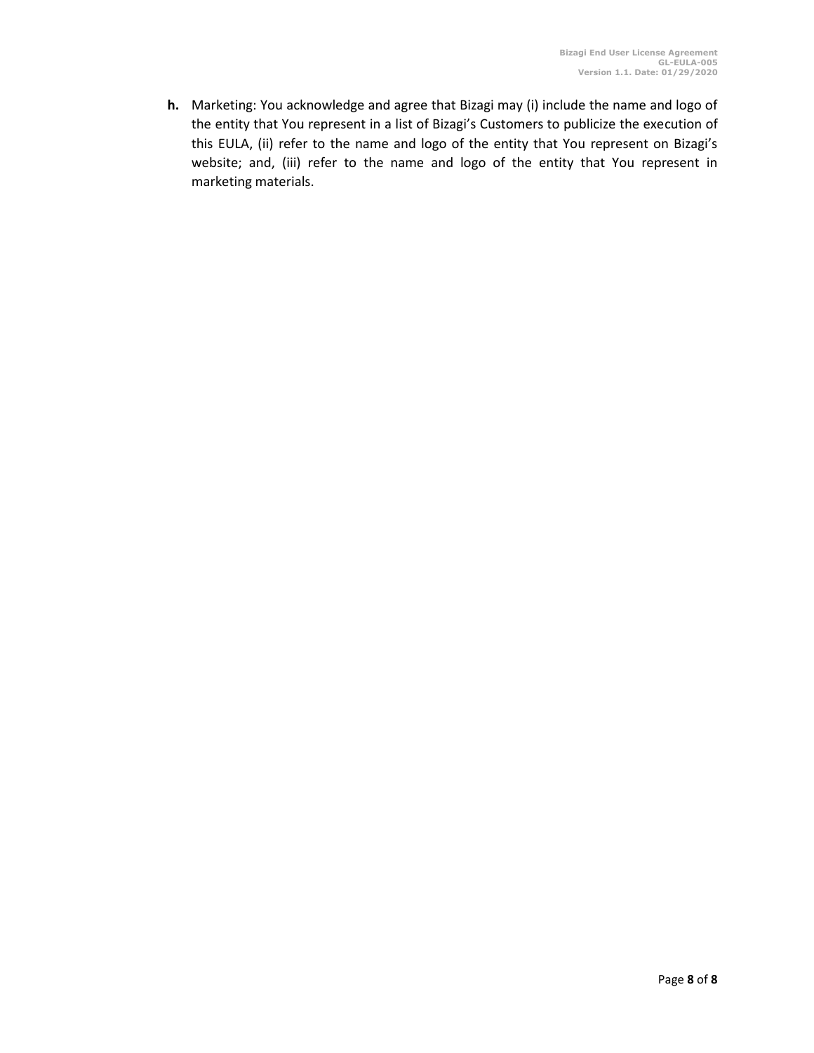**h.** Marketing: You acknowledge and agree that Bizagi may (i) include the name and logo of the entity that You represent in a list of Bizagi's Customers to publicize the execution of this EULA, (ii) refer to the name and logo of the entity that You represent on Bizagi's website; and, (iii) refer to the name and logo of the entity that You represent in marketing materials.